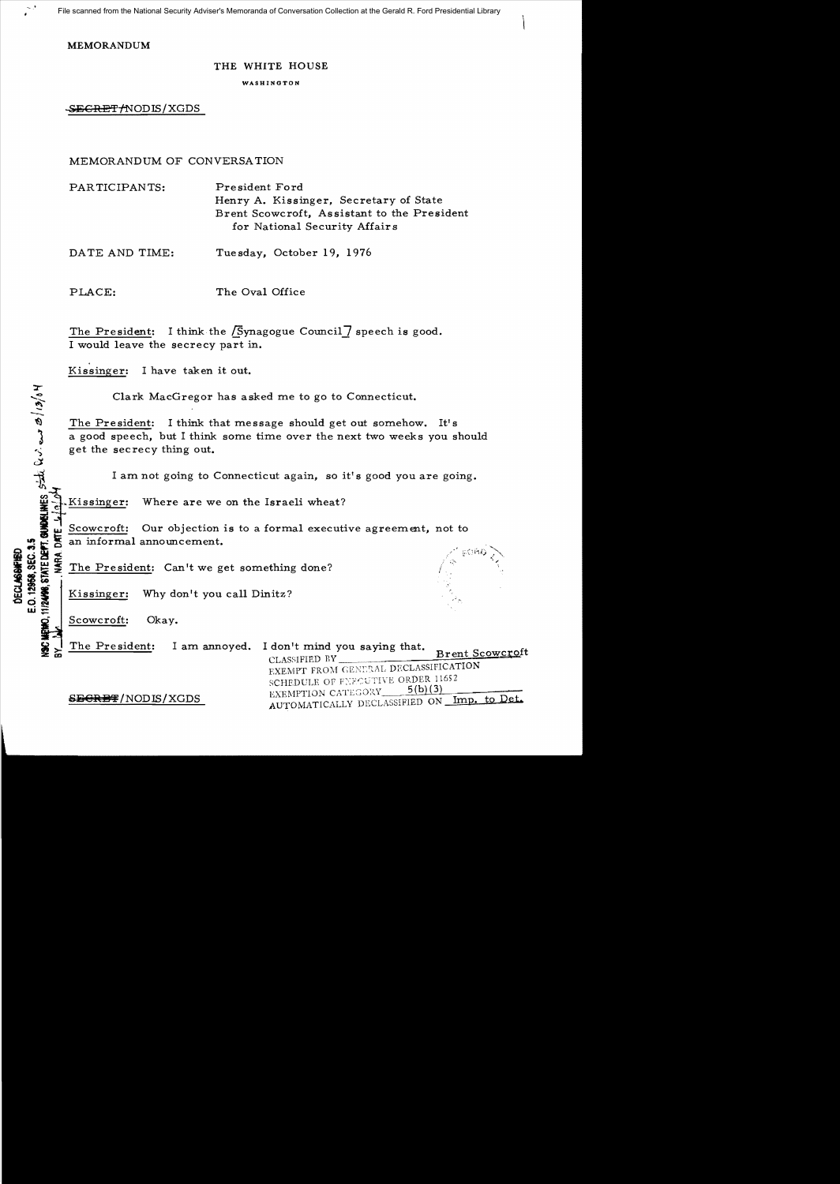File scanned from the National Security Adviser's Memoranda of Conversation Collection at the Gerald R. Ford Presidential Library

MEMORANDUM

THE WHITE HOUSE

WASHINGTON

~~SECRET~~/NODIS/XGDS

MEMORANDUM OF CONVERSATION

PARTICIPANTS: President Ford
Henry A. Kissinger, Secretary of State
Brent Scowcroft, Assistant to the President for National Security Affairs

DATE AND TIME: Tuesday, October 19, 1976

PLACE: The Oval Office

The President: I think the [Synagogue Council] speech is good. I would leave the secrecy part in.

Kissinger: I have taken it out.

Clark MacGregor has asked me to go to Connecticut.

The President: I think that message should get out somehow. It's a good speech, but I think some time over the next two weeks you should get the secrecy thing out.

I am not going to Connecticut again, so it's good you are going.

Kissinger: Where are we on the Israeli wheat?

Scowcroft: Our objection is to a formal executive agreement, not to an informal announcement.

The President: Can't we get something done?

Kissinger: Why don't you call Dinitz?

Scowcroft: Okay.

The President: I am annoyed. I don't mind you saying that.

DECLASSIFIED
E.O. 12958, SEC. 3.5
NSC MEMO, 11/24/98, STATE DEPT. GUIDELINES State Rev. 3/13/04
BY ___ NARA DATE 6/1/04

CLASSIFIED BY Brent Scowcroft
EXEMPT FROM GENERAL DECLASSIFICATION SCHEDULE OF EXECUTIVE ORDER 11652
EXEMPTION CATEGORY 5(b)(3)
AUTOMATICALLY DECLASSIFIED ON Imp. to Det.

~~SECRET~~/NODIS/XGDS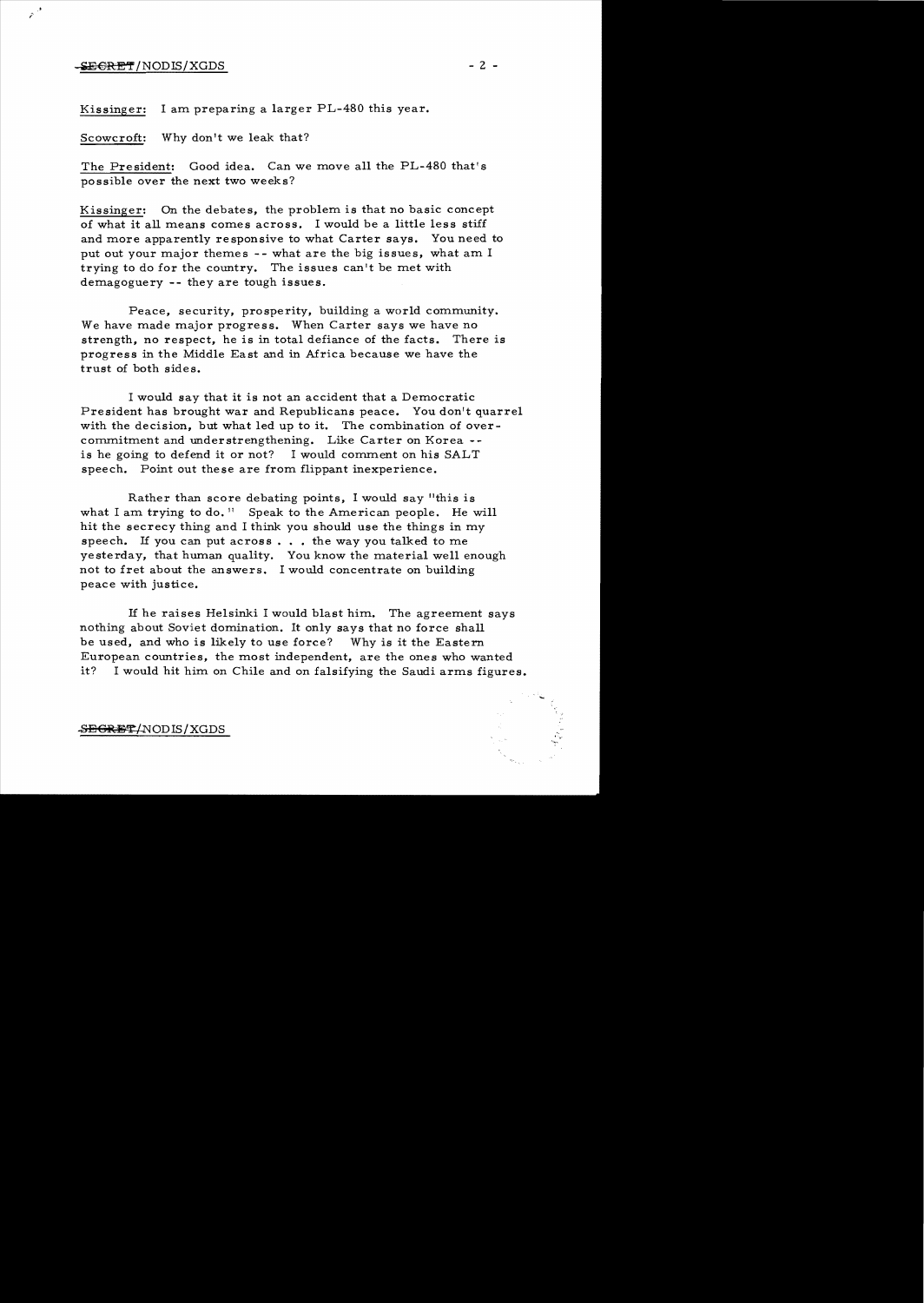Kissinger: I am preparing a larger PL-480 this year.

Scowcroft: Why don't we leak that?

The President: Good idea. Can we move all the PL-480 that's possible over the next two weeks?

Kissinger: On the debates, the problem is that no basic concept of what it all means comes across. I would be a little less stiff and more apparently responsive to what Carter says. You need to put out your major themes -- what are the big issues, what am I trying to do for the country. The issues can't be met with demagoguery -- they are tough issues.

Peace, security, prosperity, building a world community. We have made major progress. When Carter says we have no strength, no respect, he is in total defiance of the facts. There is progress in the Middle East and in Africa because we have the trust of both sides.

I would say that it is not an accident that a Democratic President has brought war and Republicans peace. You don't quarrel with the decision, but what led up to it. The combination of over-commitment and understrengthening. Like Carter on Korea -- is he going to defend it or not? I would comment on his SALT speech. Point out these are from flippant inexperience.

Rather than score debating points, I would say "this is what I am trying to do." Speak to the American people. He will hit the secrecy thing and I think you should use the things in my speech. If you can put across . . . the way you talked to me yesterday, that human quality. You know the material well enough not to fret about the answers. I would concentrate on building peace with justice.

If he raises Helsinki I would blast him. The agreement says nothing about Soviet domination. It only says that no force shall be used, and who is likely to use force? Why is it the Eastern European countries, the most independent, are the ones who wanted it? I would hit him on Chile and on falsifying the Saudi arms figures.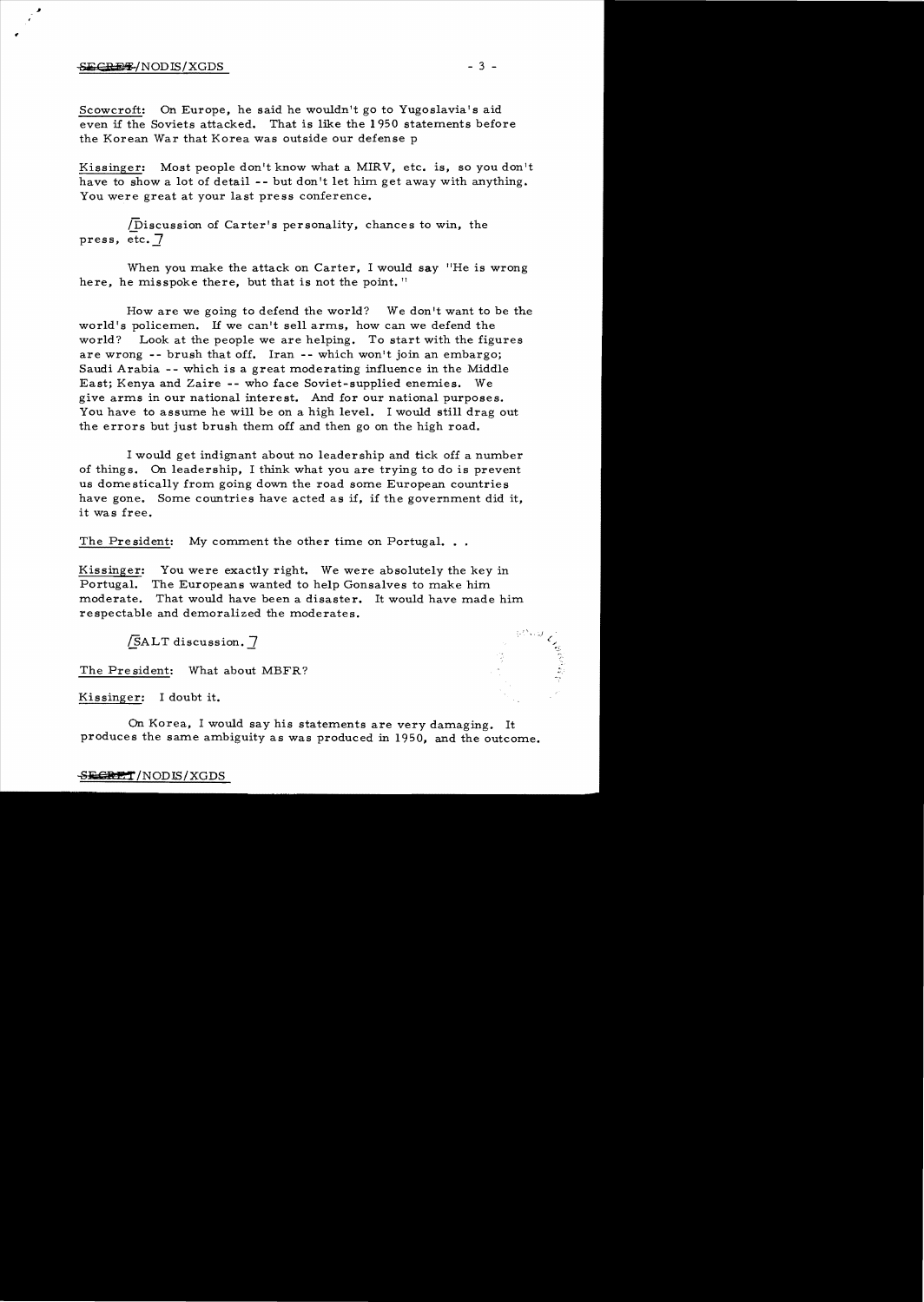Scowcroft: On Europe, he said he wouldn't go to Yugoslavia's aid even if the Soviets attacked. That is like the 1950 statements before the Korean War that Korea was outside our defense p

Kissinger: Most people don't know what a MIRV, etc. is, so you don't have to show a lot of detail -- but don't let him get away with anything. You were great at your last press conference.

[Discussion of Carter's personality, chances to win, the press, etc.]

When you make the attack on Carter, I would say "He is wrong here, he misspoke there, but that is not the point."

How are we going to defend the world? We don't want to be the world's policemen. If we can't sell arms, how can we defend the world? Look at the people we are helping. To start with the figures are wrong -- brush that off. Iran -- which won't join an embargo; Saudi Arabia -- which is a great moderating influence in the Middle East; Kenya and Zaire -- who face Soviet-supplied enemies. We give arms in our national interest. And for our national purposes. You have to assume he will be on a high level. I would still drag out the errors but just brush them off and then go on the high road.

I would get indignant about no leadership and tick off a number of things. On leadership, I think what you are trying to do is prevent us domestically from going down the road some European countries have gone. Some countries have acted as if, if the government did it, it was free.

The President: My comment the other time on Portugal. . .

Kissinger: You were exactly right. We were absolutely the key in Portugal. The Europeans wanted to help Gonsalves to make him moderate. That would have been a disaster. It would have made him respectable and demoralized the moderates.

[SALT discussion.]

The President: What about MBFR?

Kissinger: I doubt it.

On Korea, I would say his statements are very damaging. It produces the same ambiguity as was produced in 1950, and the outcome.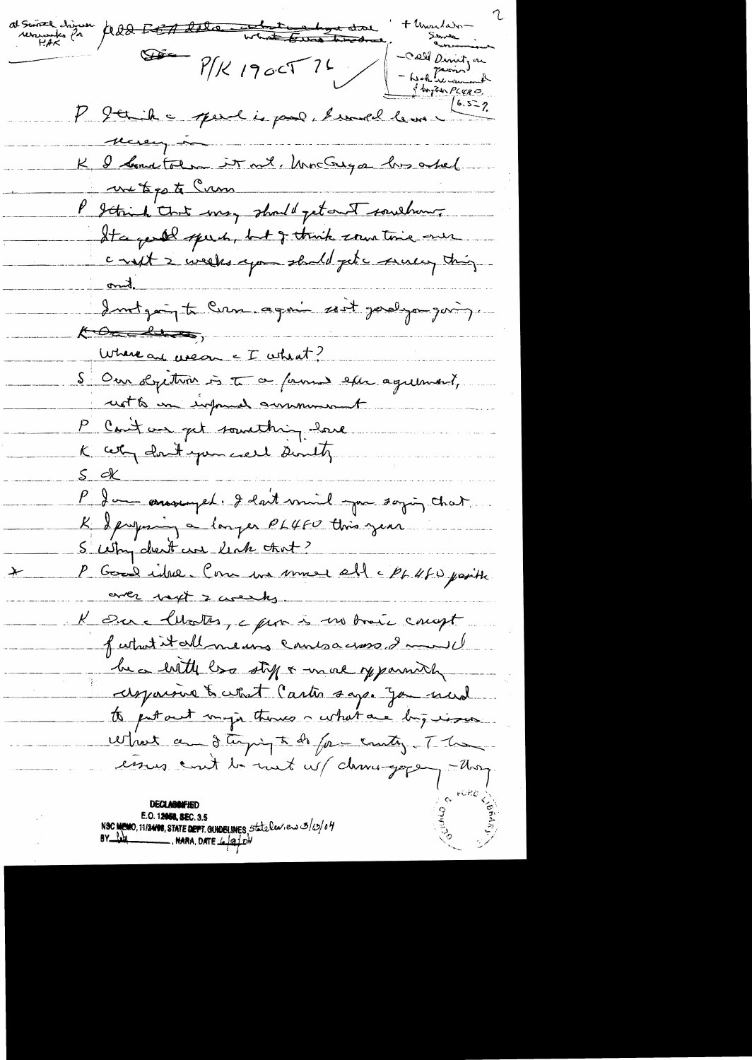al Scowcroft dinner remarks for HAK

~~Del~~ P/K 19 OCT 76

+ thunder — Seven ~~announce~~

– Call Dimitz on (person?) – Lock in command – & begin PL480. 6.5 = ?

Add ~~EXI~~ ~~what~~ ~~want~~ what Evans brought.

P I think a speech is good, bound to be a ~~very~~ ...

K I don't talk it out. MacGregor has asked me to go to Conn.

P I think that may should get out somehow. It a good speech, but I think some time over c next 2 weeks you should get c ~~very~~ thing out.

I'm not going to Conn. again so it good you going.

~~K~~ ~~...~~,

Where are we on c I what?

S Our objection is to a formal exec agreement, not to an informal announcement.

P Can't we get something done.

K Why don't you call Dimitz.

S ok

P I am encouraged. I don't mind you saying that.

K I propose a larger PL480 this year.

S Why don't we leak that?

\* P Good idea. Conn we must all c PL480 position over next 2 weeks.

K On c debates, c prob is no basic concept of what it all means Carlsson & I would be a little less stiff & more apparently responsive to what Carter says. You need to put out major themes — what are big issues. What am I trying to do for country. The issues can't be met w/ demagoguery — they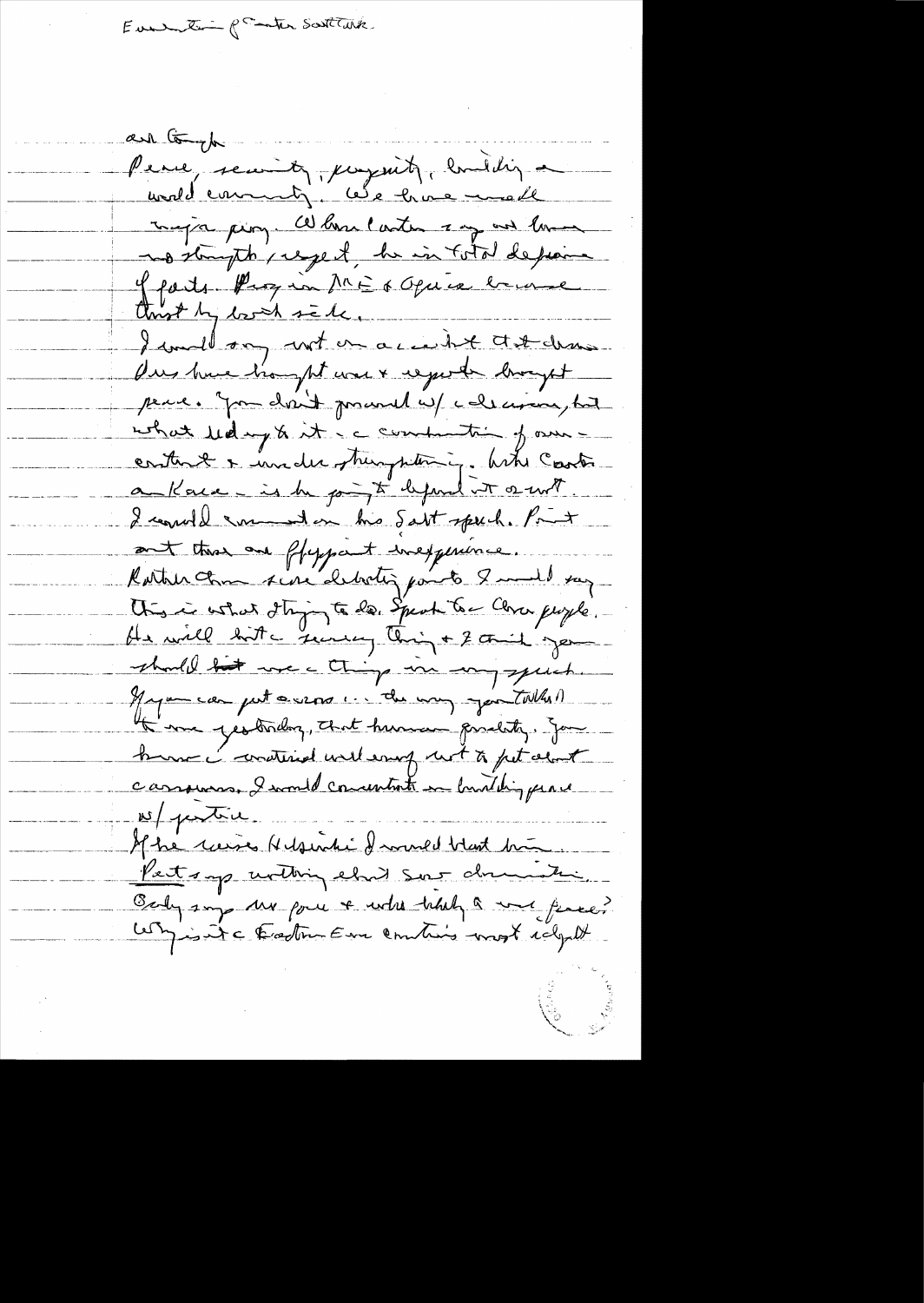Eventuation & Carter SALT talk.

and Crough

Peace, security, prosperity, building a world community. We have made major prog. When Carter says we have no strength, respect, he is total defiance of facts. Prog in ME & Africa because trust by both side.

I would say not an accident that chaos. Dus have brought war & we have brought peace. You don't quarrel w/ a decision, but what underlying it – a combination of inconsistent & under strengthening. What Carter on Korea – is he going to defend it or not.

I would comment on his Salt speech. Point out there are flippant inexperience.

Rather than score debating points I would say this is what I trying to do. Speak to Amer people. He will hit a scary thing & I think you should hit one a thing in my speech.

If you can put across ... the way you talked to me yesterday, that human quality. You have a material well enough not to put about carousers. I would concentrate on building peace w/ justice.

If he raises Helsinki I would blast him. Puts up nothing about Sov domination.

Only says we pour & who likely & are peace? Why is it E Eastern Euro countries most adept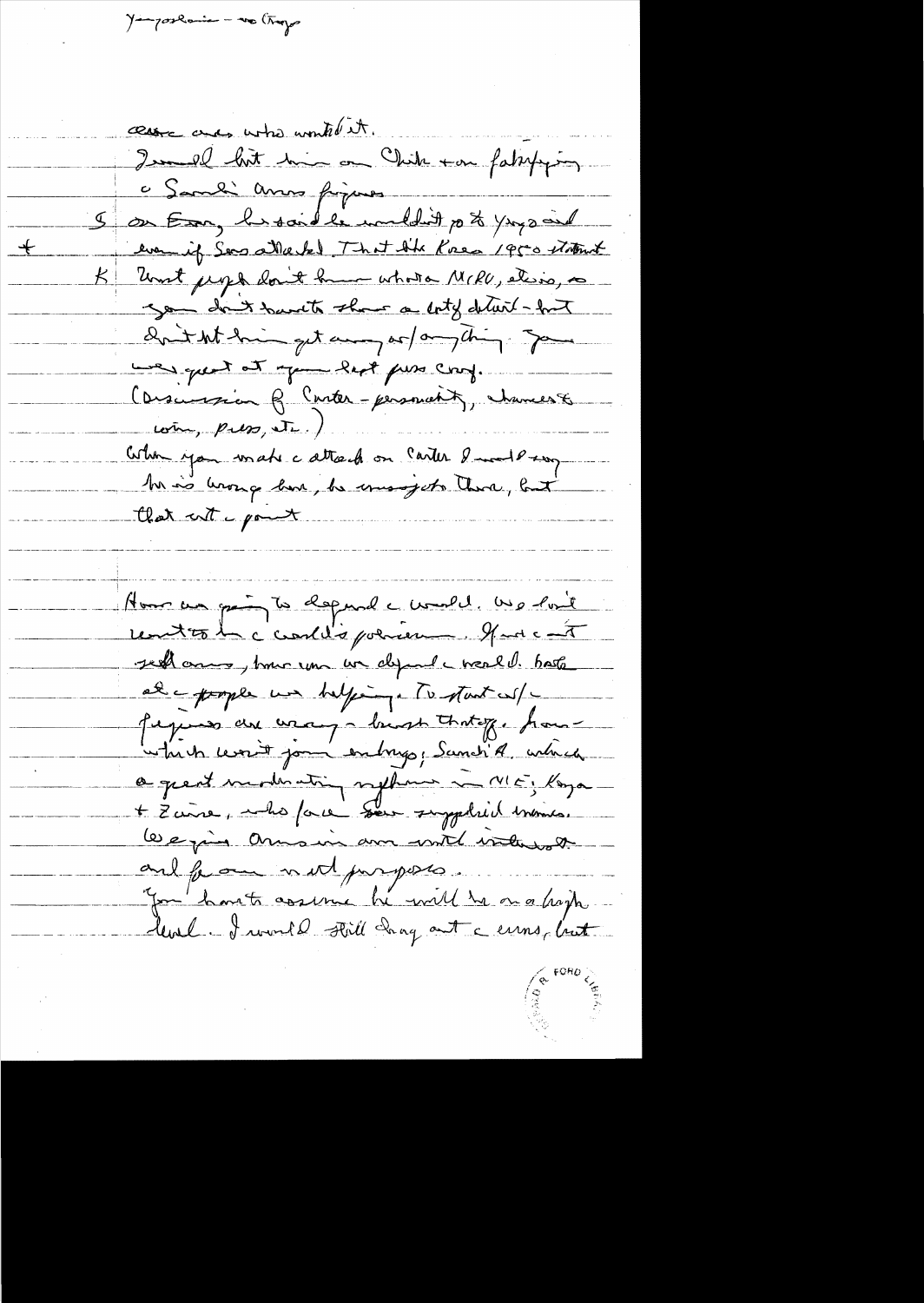Yugoslavia – no change

are ones who want it.
I would hit him on Chile & on falsifying
the Saudi arms figures
S on Exam, he said he wouldn't go to Yugoslavia
+ even if Sov attacked. That the Korea 1950 statement
K That people don't know what a NRC, etc is, so
you don't want to show a lot of detail - but
don't let him get away w/anything. You
were great at your last press conf.
(Discussion of Carter - personality, chances to
win, press, etc.)
When you make the attack on Carter I would say
he is wrong here, he misjudges there, but
that isn't the point

How are going to defend the world. We don't
want to be the world's policeman. If we can't
sell arms, how can we defend the world. Half
of the people we helping. To start w/the
figures are wrong – brush that off. Iran –
which won't join embargo; Saudi A. which
a great moderating influence in ME; Kenya
+ Zaire, who face Sov supplied enemies.
We give arms in our national interest
and for our world purposes.
You have to assume he will be on a high
level. I would still drag out the errors, but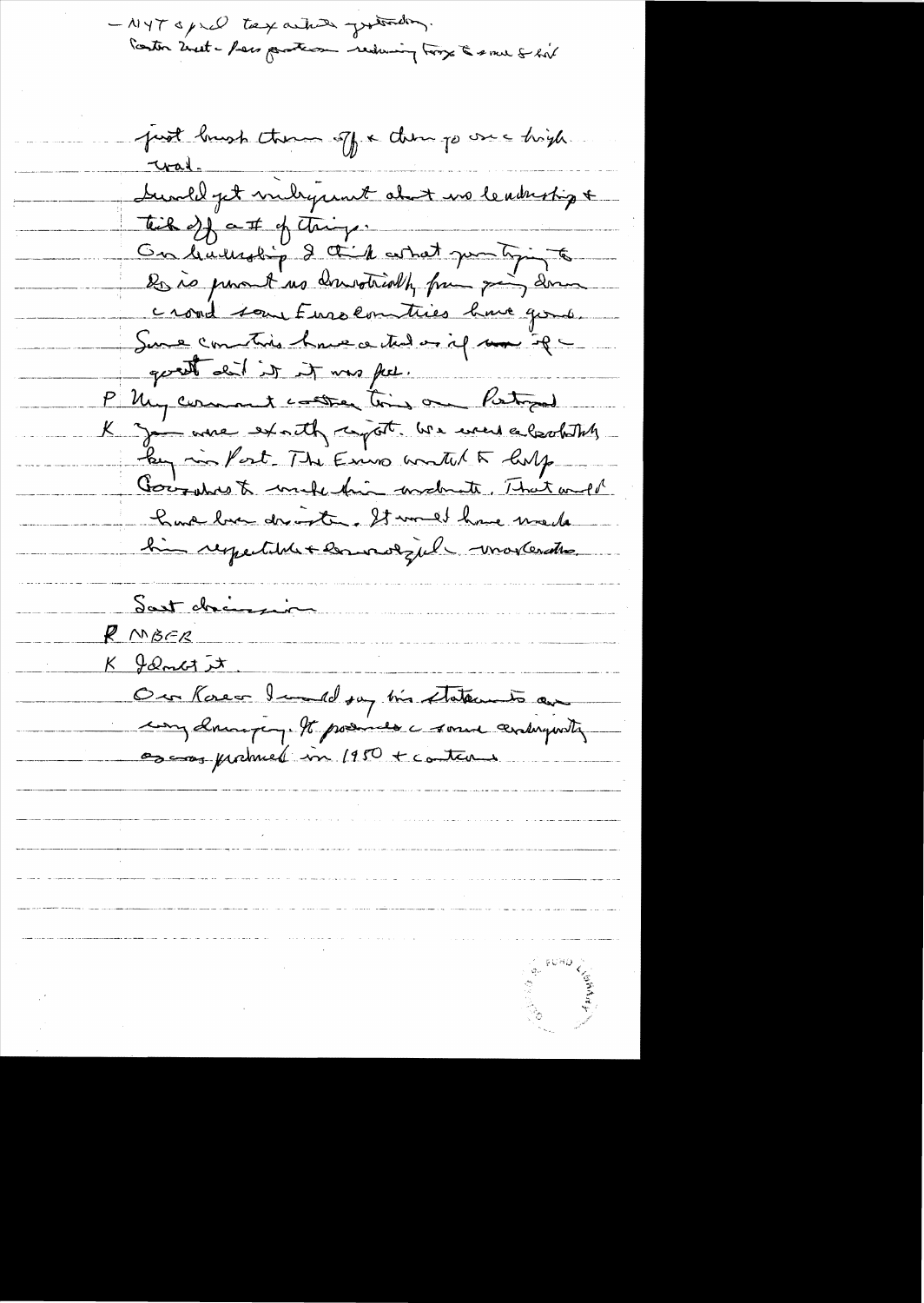– NYT op-ed tax article yesterday.
Carter and Ford – Pres protection – relating to tax & soc sec

just brush them off & then go on a high road.

Scowcroft yet intelligent about no leadership & tick off a # of things.
On leadership I think what you trying to do is present us domestically from going down a road some Euro countries have gone. Some countries have acted as if war is a great deal & it was free.

P My comment on the thing on Portugal
K you were exactly right. We were absolutely key in Port. The Euros wanted to help Goncalves to make him moderate. That would have been disaster. It would have made him respectable & Soares would moderate.

Soviet dissension

R MBFR
K I doubt it.
On Korea I would say his statements are very damaging. It produces a sense ambiguity as was produced in 1950 & could...